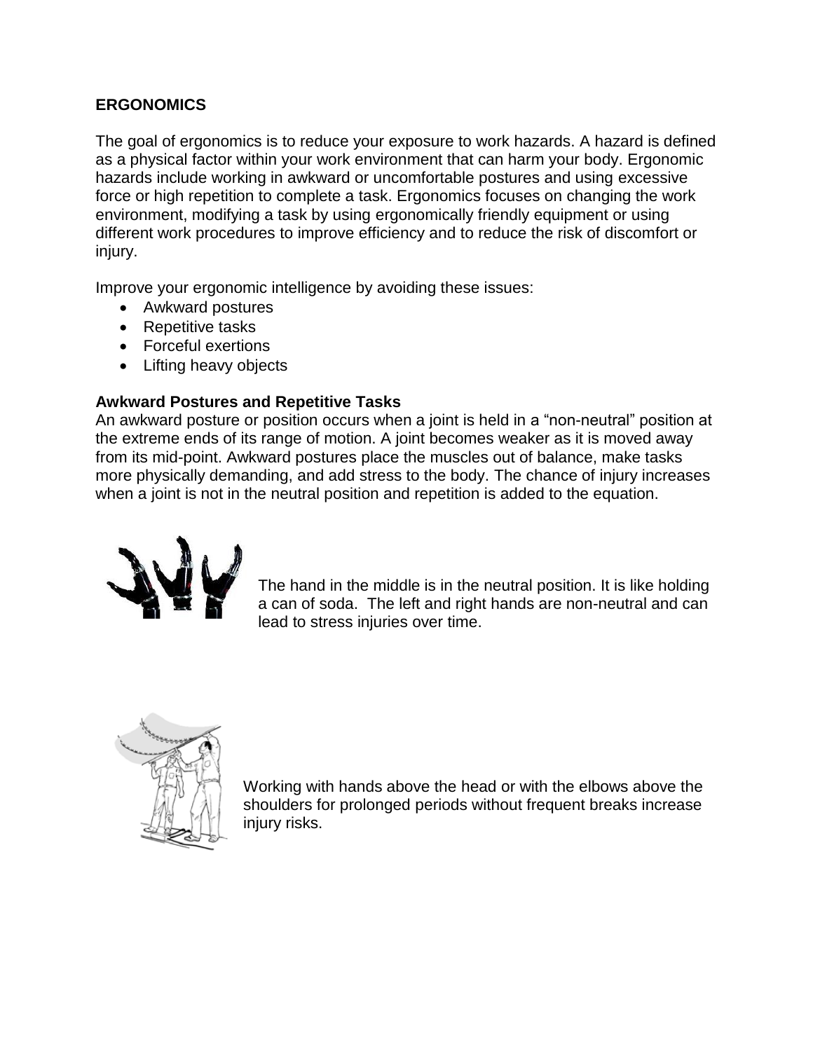## ERGONOMICS

The goal of ergonomics is to reduce your exposure to work hazards. A hazard is defined as a physical factor within your work environment that can harm your body. Ergonomic hazards include working in awkward or uncomfortable postures and using excessive force or high repetition to complete a task. Ergonomics focuses on changing the work environment, modifying a task by using ergonomically friendly equipment or using different work procedures to improve efficiency and to reduce the risk of discomfort or injury.

Improve your ergonomic intelligence by avoiding these issues:

- Awkward postures
- Repetitive tasks
- Forceful exertions
- Lifting heavy objects

### Awkward Postures and Repetitive Tasks

An awkward posture or position occurs when a joint is held in a "non-neutral" position at the extreme ends of its range of motion. A joint becomes weaker as it is moved away from its mid-point. Awkward postures place the muscles out of balance, make tasks more physically demanding, and add stress to the body. The chance of injury increases when a joint is not in the neutral position and repetition is added to the equation.

The hand in the middle is in the neutral position. It is like holding a can of soda. The left and right hands are non-neutral and can lead to stress injuries over time.

Working with hands above the head or with the elbows above the shoulders for prolonged periods without frequent breaks increase injury risks.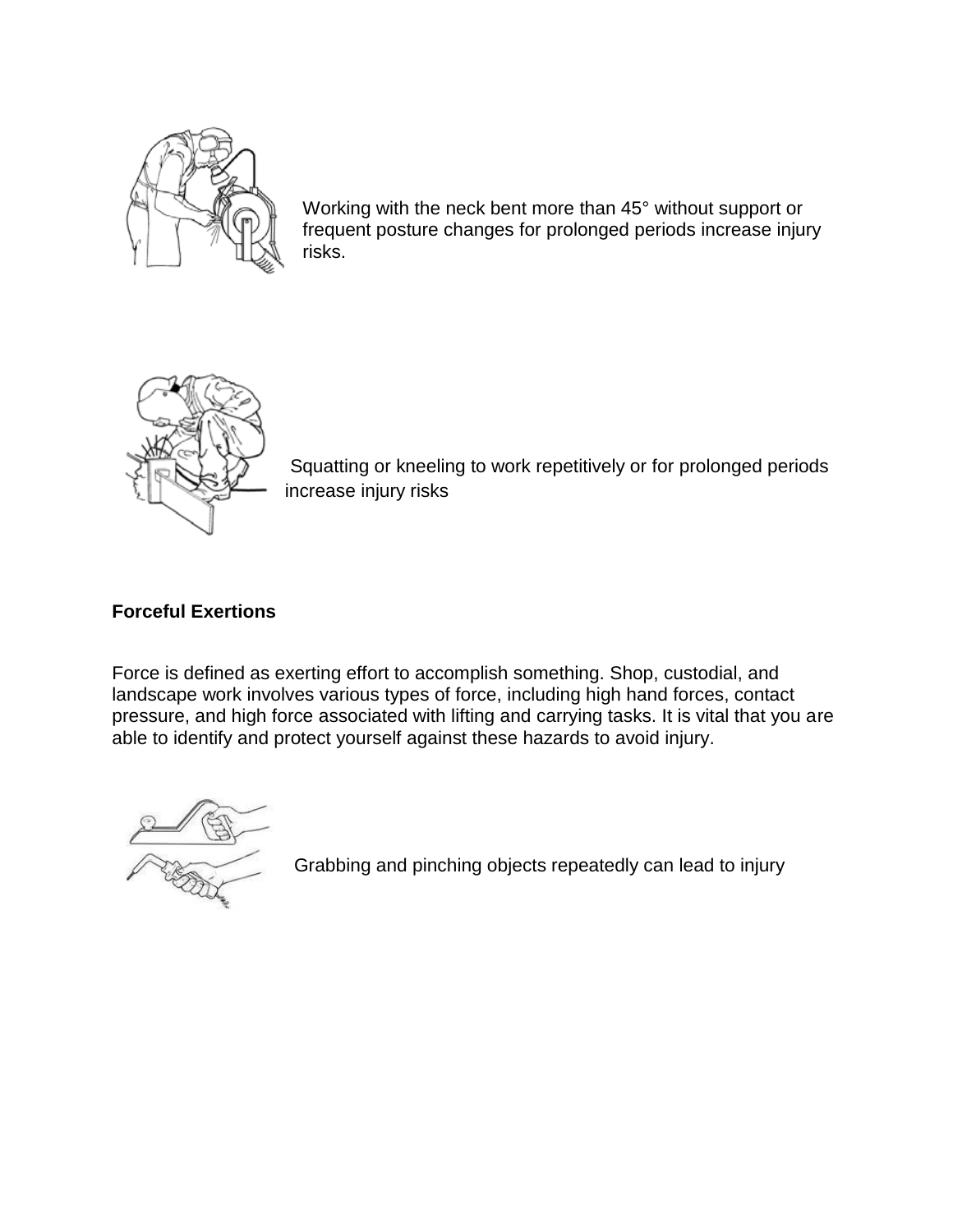Working with the neck bent more than 45° without support or frequent posture changes for prolonged periods increase injury risks.

Squatting or kneeling to work repetitively or for prolonged periods increase injury risks

**Forceful Exertions**

Force is defined as exerting effort to accomplish something. Shop, custodial, and landscape work involves various types of force, including high hand forces, contact pressure, and high force associated with lifting and carrying tasks. It is vital that you are able to identify and protect yourself against these hazards to avoid injury.

Grabbing and pinching objects repeatedly can lead to injury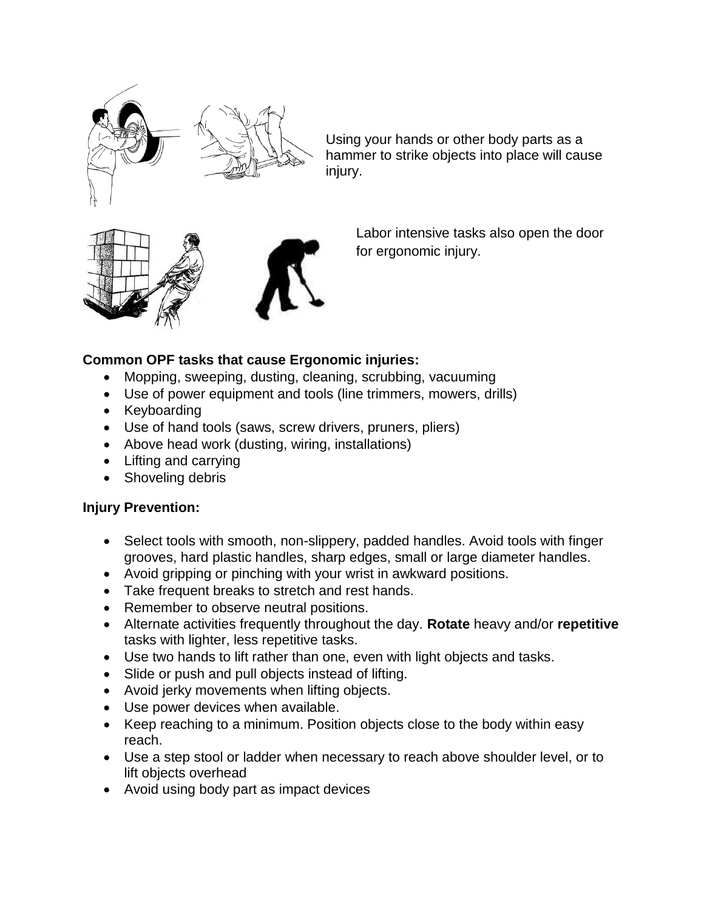Using your hands or other body parts as a hammer to strike objects into place will cause injury.

Labor intensive tasks also open the door for ergonomic injury.

**Common OPF tasks that cause Ergonomic injuries:**

- Mopping, sweeping, dusting, cleaning, scrubbing, vacuuming
- Use of power equipment and tools (line trimmers, mowers, drills)
- Keyboarding
- Use of hand tools (saws, screw drivers, pruners, pliers)
- Above head work (dusting, wiring, installations)
- Lifting and carrying
- Shoveling debris

**Injury Prevention:**

- Select tools with smooth, non-slippery, padded handles. Avoid tools with finger grooves, hard plastic handles, sharp edges, small or large diameter handles.
- Avoid gripping or pinching with your wrist in awkward positions.
- Take frequent breaks to stretch and rest hands.
- Remember to observe neutral positions.
- Alternate activities frequently throughout the day. **Rotate** heavy and/or **repetitive** tasks with lighter, less repetitive tasks.
- Use two hands to lift rather than one, even with light objects and tasks.
- Slide or push and pull objects instead of lifting.
- Avoid jerky movements when lifting objects.
- Use power devices when available.
- Keep reaching to a minimum. Position objects close to the body within easy reach.
- Use a step stool or ladder when necessary to reach above shoulder level, or to lift objects overhead
- Avoid using body part as impact devices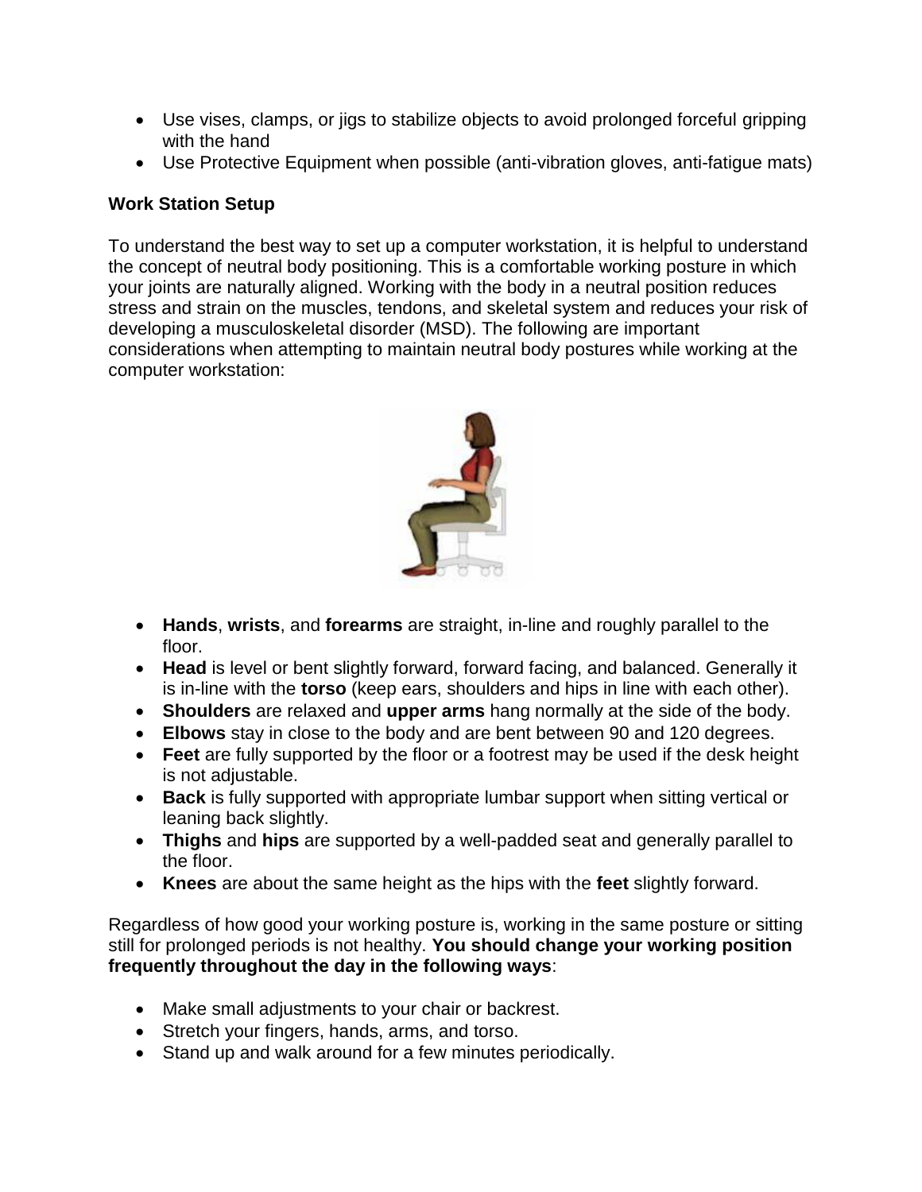- Use vises, clamps, or jigs to stabilize objects to avoid prolonged forceful gripping with the hand
- Use Protective Equipment when possible (anti-vibration gloves, anti-fatigue mats)

**Work Station Setup**

To understand the best way to set up a computer workstation, it is helpful to understand the concept of neutral body positioning. This is a comfortable working posture in which your joints are naturally aligned. Working with the body in a neutral position reduces stress and strain on the muscles, tendons, and skeletal system and reduces your risk of developing a musculoskeletal disorder (MSD). The following are important considerations when attempting to maintain neutral body postures while working at the computer workstation:

- **Hands**, **wrists**, and **forearms** are straight, in-line and roughly parallel to the floor.
- **Head** is level or bent slightly forward, forward facing, and balanced. Generally it is in-line with the **torso** (keep ears, shoulders and hips in line with each other).
- **Shoulders** are relaxed and **upper arms** hang normally at the side of the body.
- **Elbows** stay in close to the body and are bent between 90 and 120 degrees.
- **Feet** are fully supported by the floor or a footrest may be used if the desk height is not adjustable.
- **Back** is fully supported with appropriate lumbar support when sitting vertical or leaning back slightly.
- **Thighs** and **hips** are supported by a well-padded seat and generally parallel to the floor.
- **Knees** are about the same height as the hips with the **feet** slightly forward.

Regardless of how good your working posture is, working in the same posture or sitting still for prolonged periods is not healthy. **You should change your working position frequently throughout the day in the following ways**:

- Make small adjustments to your chair or backrest.
- Stretch your fingers, hands, arms, and torso.
- Stand up and walk around for a few minutes periodically.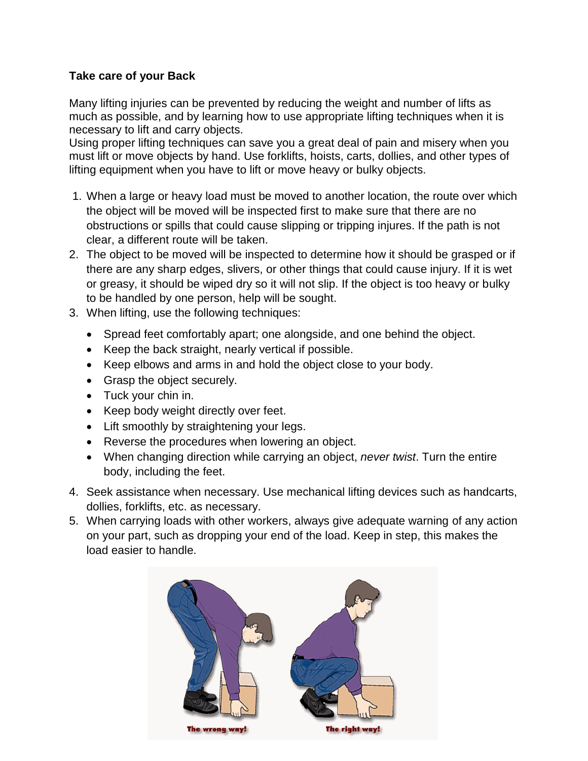**Take care of your Back**

Many lifting injuries can be prevented by reducing the weight and number of lifts as much as possible, and by learning how to use appropriate lifting techniques when it is necessary to lift and carry objects.
Using proper lifting techniques can save you a great deal of pain and misery when you must lift or move objects by hand. Use forklifts, hoists, carts, dollies, and other types of lifting equipment when you have to lift or move heavy or bulky objects.

1. When a large or heavy load must be moved to another location, the route over which the object will be moved will be inspected first to make sure that there are no obstructions or spills that could cause slipping or tripping injures. If the path is not clear, a different route will be taken.
2. The object to be moved will be inspected to determine how it should be grasped or if there are any sharp edges, slivers, or other things that could cause injury. If it is wet or greasy, it should be wiped dry so it will not slip. If the object is too heavy or bulky to be handled by one person, help will be sought.
3. When lifting, use the following techniques:
   - Spread feet comfortably apart; one alongside, and one behind the object.
   - Keep the back straight, nearly vertical if possible.
   - Keep elbows and arms in and hold the object close to your body.
   - Grasp the object securely.
   - Tuck your chin in.
   - Keep body weight directly over feet.
   - Lift smoothly by straightening your legs.
   - Reverse the procedures when lowering an object.
   - When changing direction while carrying an object, *never twist*. Turn the entire body, including the feet.
4. Seek assistance when necessary. Use mechanical lifting devices such as handcarts, dollies, forklifts, etc. as necessary.
5. When carrying loads with other workers, always give adequate warning of any action on your part, such as dropping your end of the load. Keep in step, this makes the load easier to handle.

The wrong way!

The right way!